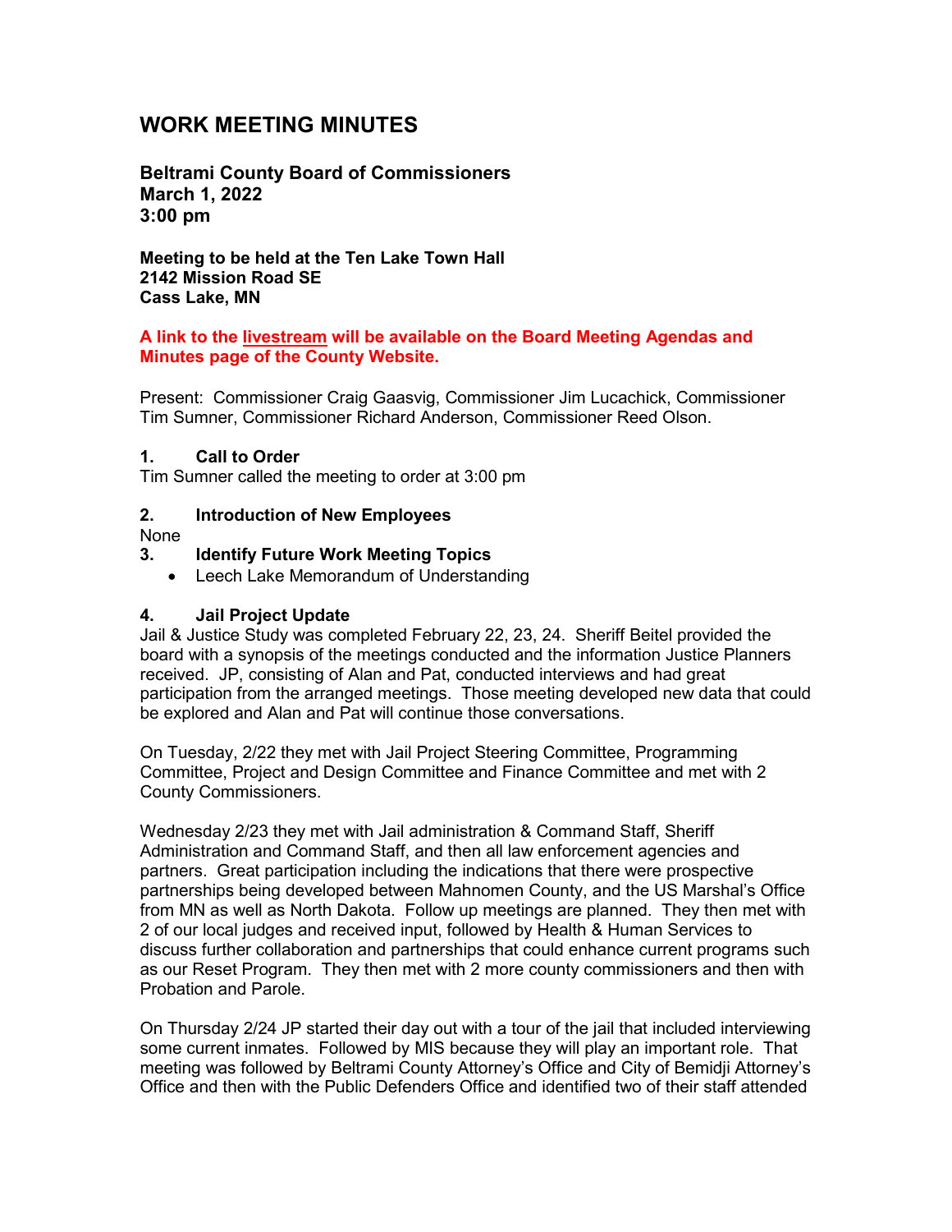# WORK MEETING MINUTES

**Beltrami County Board of Commissioners**
**March 1, 2022**
**3:00 pm**

**Meeting to be held at the Ten Lake Town Hall**
**2142 Mission Road SE**
**Cass Lake, MN**

**A link to the livestream will be available on the Board Meeting Agendas and Minutes page of the County Website.**

Present: Commissioner Craig Gaasvig, Commissioner Jim Lucachick, Commissioner Tim Sumner, Commissioner Richard Anderson, Commissioner Reed Olson.

### 1. Call to Order

Tim Sumner called the meeting to order at 3:00 pm

### 2. Introduction of New Employees

None

### 3. Identify Future Work Meeting Topics

- Leech Lake Memorandum of Understanding

### 4. Jail Project Update

Jail & Justice Study was completed February 22, 23, 24. Sheriff Beitel provided the board with a synopsis of the meetings conducted and the information Justice Planners received. JP, consisting of Alan and Pat, conducted interviews and had great participation from the arranged meetings. Those meeting developed new data that could be explored and Alan and Pat will continue those conversations.

On Tuesday, 2/22 they met with Jail Project Steering Committee, Programming Committee, Project and Design Committee and Finance Committee and met with 2 County Commissioners.

Wednesday 2/23 they met with Jail administration & Command Staff, Sheriff Administration and Command Staff, and then all law enforcement agencies and partners. Great participation including the indications that there were prospective partnerships being developed between Mahnomen County, and the US Marshal's Office from MN as well as North Dakota. Follow up meetings are planned. They then met with 2 of our local judges and received input, followed by Health & Human Services to discuss further collaboration and partnerships that could enhance current programs such as our Reset Program. They then met with 2 more county commissioners and then with Probation and Parole.

On Thursday 2/24 JP started their day out with a tour of the jail that included interviewing some current inmates. Followed by MIS because they will play an important role. That meeting was followed by Beltrami County Attorney's Office and City of Bemidji Attorney's Office and then with the Public Defenders Office and identified two of their staff attended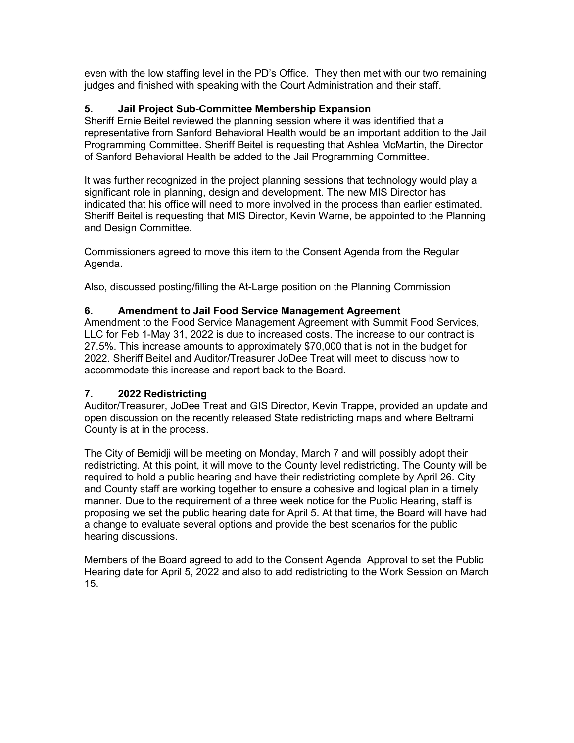even with the low staffing level in the PD's Office. They then met with our two remaining judges and finished with speaking with the Court Administration and their staff.

### 5. Jail Project Sub-Committee Membership Expansion

Sheriff Ernie Beitel reviewed the planning session where it was identified that a representative from Sanford Behavioral Health would be an important addition to the Jail Programming Committee. Sheriff Beitel is requesting that Ashlea McMartin, the Director of Sanford Behavioral Health be added to the Jail Programming Committee.

It was further recognized in the project planning sessions that technology would play a significant role in planning, design and development. The new MIS Director has indicated that his office will need to more involved in the process than earlier estimated. Sheriff Beitel is requesting that MIS Director, Kevin Warne, be appointed to the Planning and Design Committee.

Commissioners agreed to move this item to the Consent Agenda from the Regular Agenda.

Also, discussed posting/filling the At-Large position on the Planning Commission

### 6. Amendment to Jail Food Service Management Agreement

Amendment to the Food Service Management Agreement with Summit Food Services, LLC for Feb 1-May 31, 2022 is due to increased costs. The increase to our contract is 27.5%. This increase amounts to approximately $70,000 that is not in the budget for 2022. Sheriff Beitel and Auditor/Treasurer JoDee Treat will meet to discuss how to accommodate this increase and report back to the Board.

### 7. 2022 Redistricting

Auditor/Treasurer, JoDee Treat and GIS Director, Kevin Trappe, provided an update and open discussion on the recently released State redistricting maps and where Beltrami County is at in the process.

The City of Bemidji will be meeting on Monday, March 7 and will possibly adopt their redistricting. At this point, it will move to the County level redistricting. The County will be required to hold a public hearing and have their redistricting complete by April 26. City and County staff are working together to ensure a cohesive and logical plan in a timely manner. Due to the requirement of a three week notice for the Public Hearing, staff is proposing we set the public hearing date for April 5. At that time, the Board will have had a change to evaluate several options and provide the best scenarios for the public hearing discussions.

Members of the Board agreed to add to the Consent Agenda Approval to set the Public Hearing date for April 5, 2022 and also to add redistricting to the Work Session on March 15.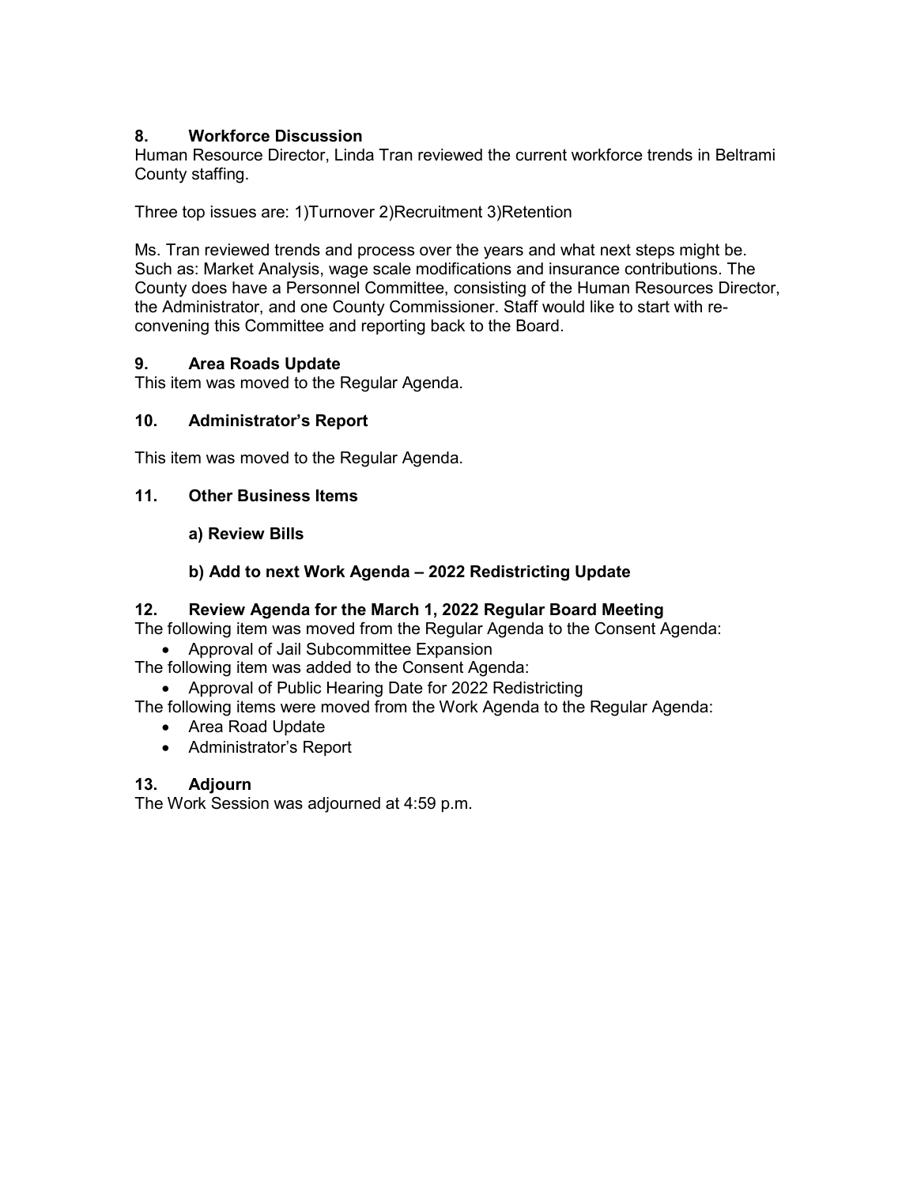### 8. Workforce Discussion

Human Resource Director, Linda Tran reviewed the current workforce trends in Beltrami County staffing.

Three top issues are: 1)Turnover 2)Recruitment 3)Retention

Ms. Tran reviewed trends and process over the years and what next steps might be. Such as: Market Analysis, wage scale modifications and insurance contributions. The County does have a Personnel Committee, consisting of the Human Resources Director, the Administrator, and one County Commissioner. Staff would like to start with re-convening this Committee and reporting back to the Board.

### 9. Area Roads Update

This item was moved to the Regular Agenda.

### 10. Administrator's Report

This item was moved to the Regular Agenda.

### 11. Other Business Items

**a) Review Bills**

**b) Add to next Work Agenda – 2022 Redistricting Update**

### 12. Review Agenda for the March 1, 2022 Regular Board Meeting

The following item was moved from the Regular Agenda to the Consent Agenda:

- Approval of Jail Subcommittee Expansion

The following item was added to the Consent Agenda:

- Approval of Public Hearing Date for 2022 Redistricting

The following items were moved from the Work Agenda to the Regular Agenda:

- Area Road Update
- Administrator's Report

### 13. Adjourn

The Work Session was adjourned at 4:59 p.m.